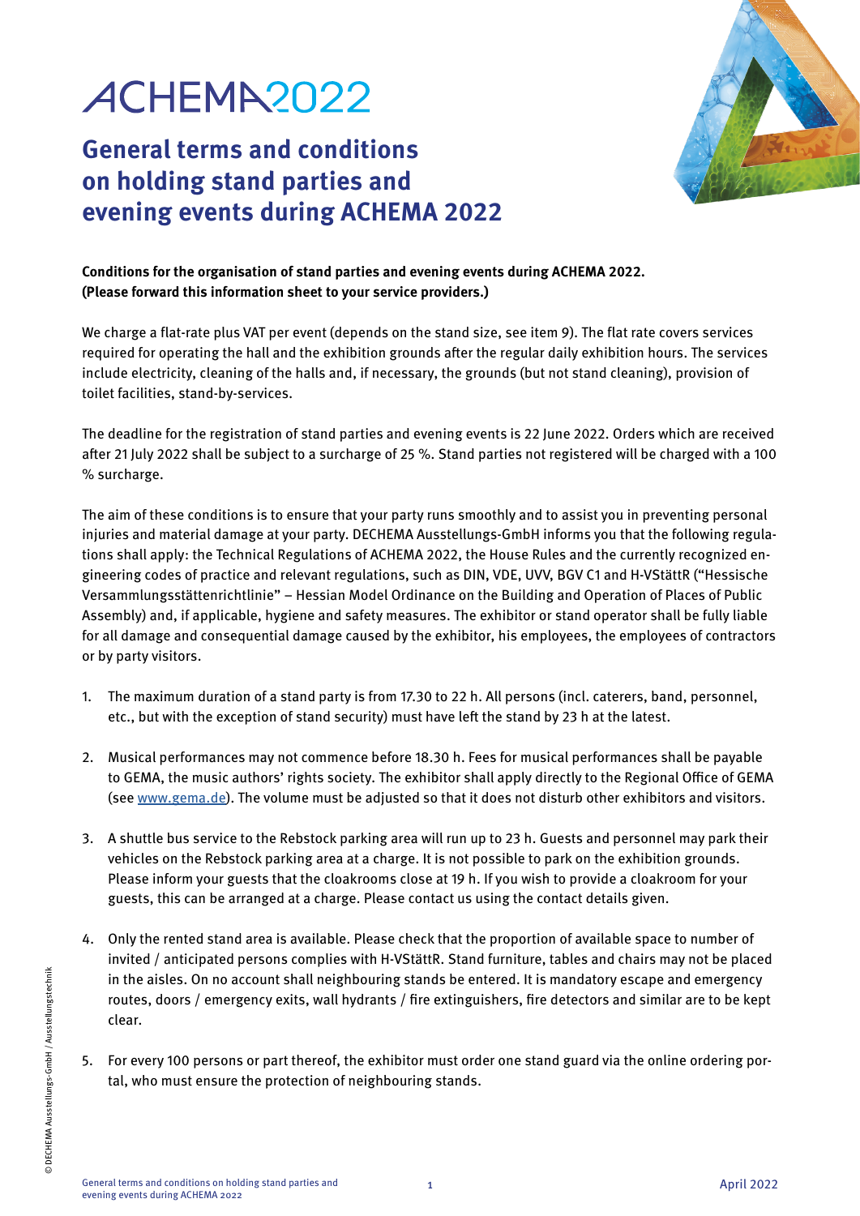# ACHEMA2022

## General terms and conditions on holding stand parties and evening events during ACHEMA 2022

**Conditions for the organisation of stand parties and evening events during ACHEMA 2022. (Please forward this information sheet to your service providers.)**

We charge a flat-rate plus VAT per event (depends on the stand size, see item 9). The flat rate covers services required for operating the hall and the exhibition grounds after the regular daily exhibition hours. The services include electricity, cleaning of the halls and, if necessary, the grounds (but not stand cleaning), provision of toilet facilities, stand-by-services.

The deadline for the registration of stand parties and evening events is 22 June 2022. Orders which are received after 21 July 2022 shall be subject to a surcharge of 25 %. Stand parties not registered will be charged with a 100 % surcharge.

The aim of these conditions is to ensure that your party runs smoothly and to assist you in preventing personal injuries and material damage at your party. DECHEMA Ausstellungs-GmbH informs you that the following regulations shall apply: the Technical Regulations of ACHEMA 2022, the House Rules and the currently recognized engineering codes of practice and relevant regulations, such as DIN, VDE, UVV, BGV C1 and H-VStättR ("Hessische Versammlungsstättenrichtlinie" – Hessian Model Ordinance on the Building and Operation of Places of Public Assembly) and, if applicable, hygiene and safety measures. The exhibitor or stand operator shall be fully liable for all damage and consequential damage caused by the exhibitor, his employees, the employees of contractors or by party visitors.

1. The maximum duration of a stand party is from 17.30 to 22 h. All persons (incl. caterers, band, personnel, etc., but with the exception of stand security) must have left the stand by 23 h at the latest.

2. Musical performances may not commence before 18.30 h. Fees for musical performances shall be payable to GEMA, the music authors' rights society. The exhibitor shall apply directly to the Regional Office of GEMA (see www.gema.de). The volume must be adjusted so that it does not disturb other exhibitors and visitors.

3. A shuttle bus service to the Rebstock parking area will run up to 23 h. Guests and personnel may park their vehicles on the Rebstock parking area at a charge. It is not possible to park on the exhibition grounds. Please inform your guests that the cloakrooms close at 19 h. If you wish to provide a cloakroom for your guests, this can be arranged at a charge. Please contact us using the contact details given.

4. Only the rented stand area is available. Please check that the proportion of available space to number of invited / anticipated persons complies with H-VStättR. Stand furniture, tables and chairs may not be placed in the aisles. On no account shall neighbouring stands be entered. It is mandatory escape and emergency routes, doors / emergency exits, wall hydrants / fire extinguishers, fire detectors and similar are to be kept clear.

5. For every 100 persons or part thereof, the exhibitor must order one stand guard via the online ordering portal, who must ensure the protection of neighbouring stands.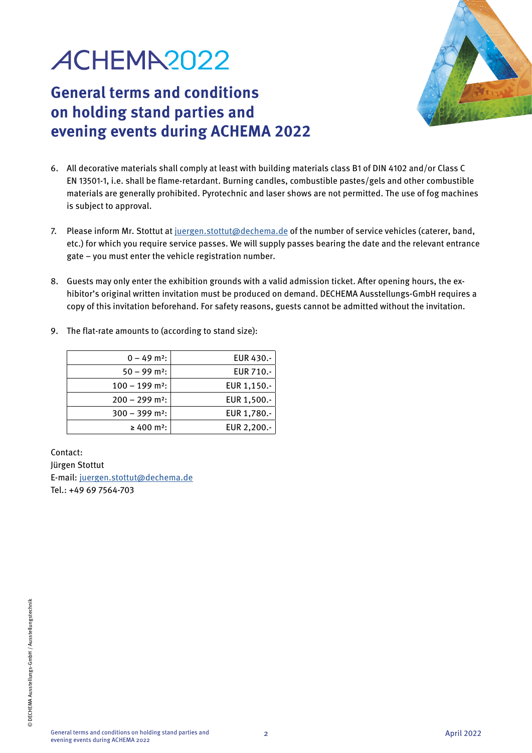# ACHEMA2022

## General terms and conditions on holding stand parties and evening events during ACHEMA 2022

6. All decorative materials shall comply at least with building materials class B1 of DIN 4102 and/or Class C EN 13501-1, i.e. shall be flame-retardant. Burning candles, combustible pastes/gels and other combustible materials are generally prohibited. Pyrotechnic and laser shows are not permitted. The use of fog machines is subject to approval.

7. Please inform Mr. Stottut at juergen.stottut@dechema.de of the number of service vehicles (caterer, band, etc.) for which you require service passes. We will supply passes bearing the date and the relevant entrance gate – you must enter the vehicle registration number.

8. Guests may only enter the exhibition grounds with a valid admission ticket. After opening hours, the exhibitor's original written invitation must be produced on demand. DECHEMA Ausstellungs-GmbH requires a copy of this invitation beforehand. For safety reasons, guests cannot be admitted without the invitation.

9. The flat-rate amounts to (according to stand size):

| | |
|---|---|
| 0 – 49 m²: | EUR 430.- |
| 50 – 99 m²: | EUR 710.- |
| 100 – 199 m²: | EUR 1,150.- |
| 200 – 299 m²: | EUR 1,500.- |
| 300 – 399 m²: | EUR 1,780.- |
| ≥ 400 m²: | EUR 2,200.- |

Contact:
Jürgen Stottut
E-mail: juergen.stottut@dechema.de
Tel.: +49 69 7564-703

© DECHEMA Ausstellungs-GmbH / Ausstellungstechnik

April 2022